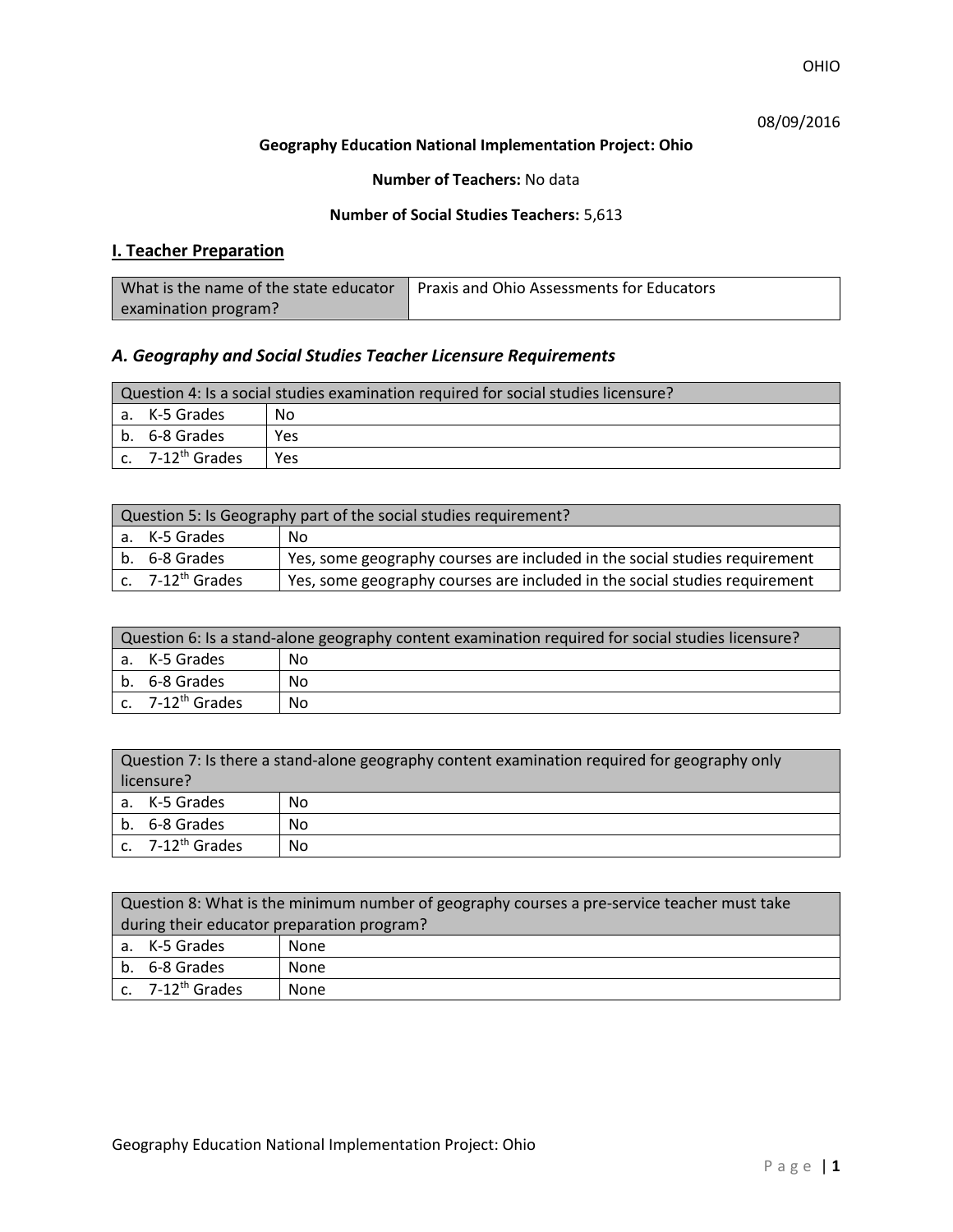08/09/2016

**Geography Education National Implementation Project: Ohio**

**Number of Teachers:** No data

**Number of Social Studies Teachers:** 5,613

## I. Teacher Preparation

| What is the name of the state educator examination program? | Praxis and Ohio Assessments for Educators |
|---|---|

### *A. Geography and Social Studies Teacher Licensure Requirements*

| Question 4: Is a social studies examination required for social studies licensure? | |
|---|---|
| a. K-5 Grades | No |
| b. 6-8 Grades | Yes |
| c. 7-12th Grades | Yes |

| Question 5: Is Geography part of the social studies requirement? | |
|---|---|
| a. K-5 Grades | No |
| b. 6-8 Grades | Yes, some geography courses are included in the social studies requirement |
| c. 7-12th Grades | Yes, some geography courses are included in the social studies requirement |

| Question 6: Is a stand-alone geography content examination required for social studies licensure? | |
|---|---|
| a. K-5 Grades | No |
| b. 6-8 Grades | No |
| c. 7-12th Grades | No |

| Question 7: Is there a stand-alone geography content examination required for geography only licensure? | |
|---|---|
| a. K-5 Grades | No |
| b. 6-8 Grades | No |
| c. 7-12th Grades | No |

| Question 8: What is the minimum number of geography courses a pre-service teacher must take during their educator preparation program? | |
|---|---|
| a. K-5 Grades | None |
| b. 6-8 Grades | None |
| c. 7-12th Grades | None |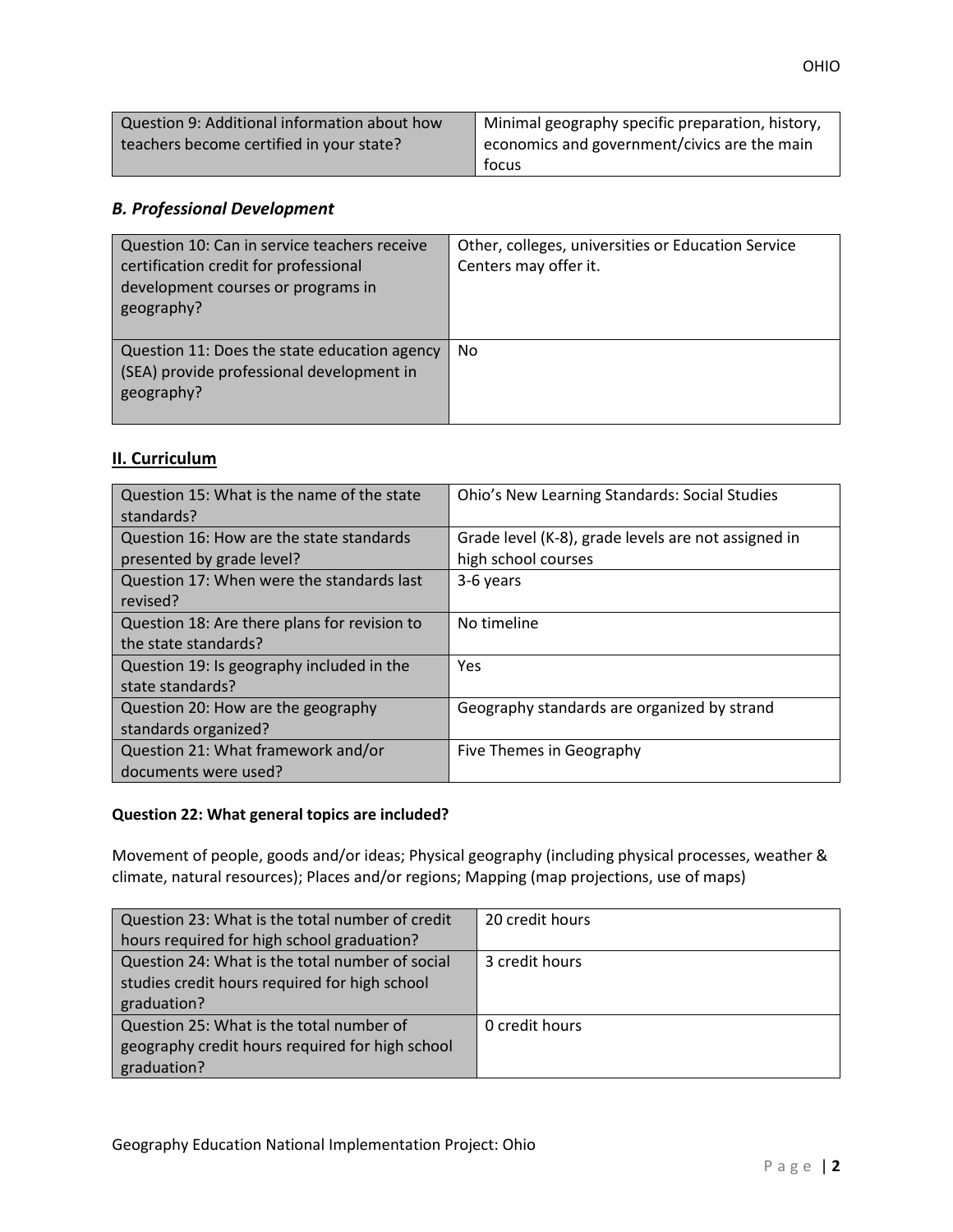| Question 9: Additional information about how teachers become certified in your state? | Minimal geography specific preparation, history, economics and government/civics are the main focus |
|---|---|

### *B. Professional Development*

| Question 10: Can in service teachers receive certification credit for professional development courses or programs in geography? | Other, colleges, universities or Education Service Centers may offer it. |
|---|---|
| Question 11: Does the state education agency (SEA) provide professional development in geography? | No |

## II. Curriculum

| Question 15: What is the name of the state standards? | Ohio's New Learning Standards: Social Studies |
|---|---|
| Question 16: How are the state standards presented by grade level? | Grade level (K-8), grade levels are not assigned in high school courses |
| Question 17: When were the standards last revised? | 3-6 years |
| Question 18: Are there plans for revision to the state standards? | No timeline |
| Question 19: Is geography included in the state standards? | Yes |
| Question 20: How are the geography standards organized? | Geography standards are organized by strand |
| Question 21: What framework and/or documents were used? | Five Themes in Geography |

**Question 22: What general topics are included?**

Movement of people, goods and/or ideas; Physical geography (including physical processes, weather & climate, natural resources); Places and/or regions; Mapping (map projections, use of maps)

| Question 23: What is the total number of credit hours required for high school graduation? | 20 credit hours |
|---|---|
| Question 24: What is the total number of social studies credit hours required for high school graduation? | 3 credit hours |
| Question 25: What is the total number of geography credit hours required for high school graduation? | 0 credit hours |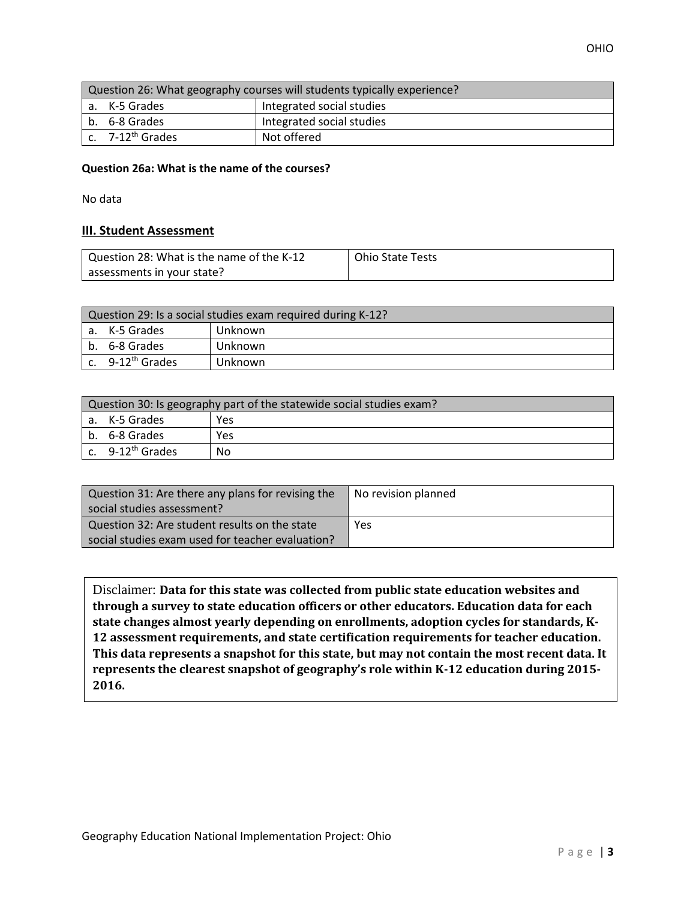| Question 26: What geography courses will students typically experience? | |
|---|---|
| a. K-5 Grades | Integrated social studies |
| b. 6-8 Grades | Integrated social studies |
| c. 7-12th Grades | Not offered |

**Question 26a: What is the name of the courses?**

No data

## III. Student Assessment

| | |
|---|---|
| Question 28: What is the name of the K-12 assessments in your state? | Ohio State Tests |

| Question 29: Is a social studies exam required during K-12? | |
|---|---|
| a. K-5 Grades | Unknown |
| b. 6-8 Grades | Unknown |
| c. 9-12th Grades | Unknown |

| Question 30: Is geography part of the statewide social studies exam? | |
|---|---|
| a. K-5 Grades | Yes |
| b. 6-8 Grades | Yes |
| c. 9-12th Grades | No |

| | |
|---|---|
| Question 31: Are there any plans for revising the social studies assessment? | No revision planned |
| Question 32: Are student results on the state social studies exam used for teacher evaluation? | Yes |

Disclaimer: **Data for this state was collected from public state education websites and through a survey to state education officers or other educators. Education data for each state changes almost yearly depending on enrollments, adoption cycles for standards, K-12 assessment requirements, and state certification requirements for teacher education. This data represents a snapshot for this state, but may not contain the most recent data. It represents the clearest snapshot of geography's role within K-12 education during 2015-2016.**